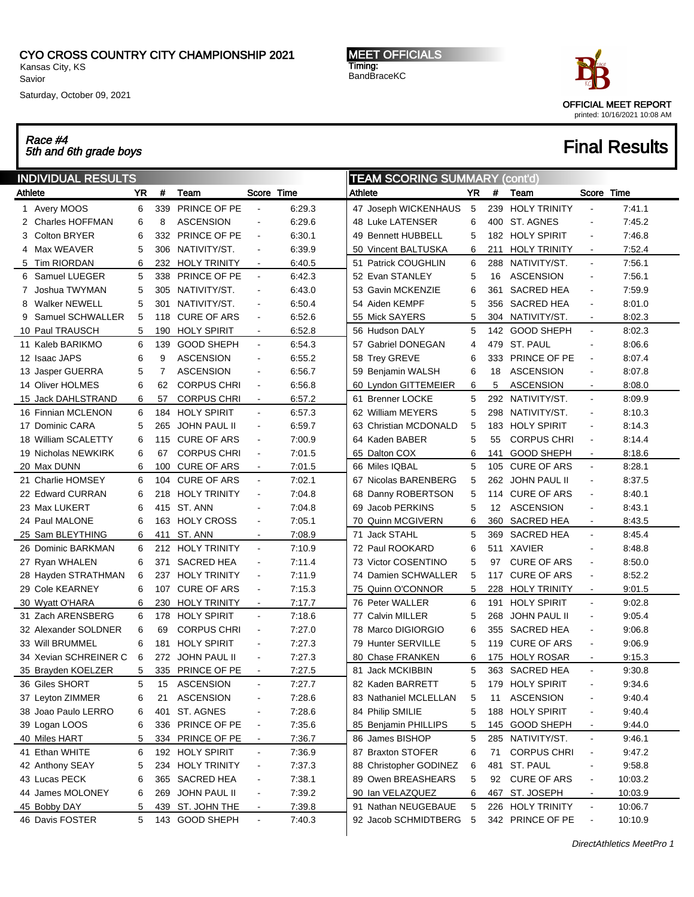# CYO CROSS COUNTRY CITY CHAMPIONSHIP 2021

Kansas City, KS
Savior

Saturday, October 09, 2021

**MEET OFFICIALS**
Timing:
BandBraceKC

OFFICIAL MEET REPORT
printed: 10/16/2021 10:08 AM

*Race #4*
*5th and 6th grade boys*

## Final Results

### INDIVIDUAL RESULTS

| Athlete | YR | # | Team | Score | Time |
|---|---|---|---|---|---|
| 1 Avery MOOS | 6 | 339 | PRINCE OF PE | - | 6:29.3 |
| 2 Charles HOFFMAN | 6 | 8 | ASCENSION | - | 6:29.6 |
| 3 Colton BRYER | 6 | 332 | PRINCE OF PE | - | 6:30.1 |
| 4 Max WEAVER | 5 | 306 | NATIVITY/ST. | - | 6:39.9 |
| 5 Tim RIORDAN | 6 | 232 | HOLY TRINITY | - | 6:40.5 |
| 6 Samuel LUEGER | 5 | 338 | PRINCE OF PE | - | 6:42.3 |
| 7 Joshua TWYMAN | 5 | 305 | NATIVITY/ST. | - | 6:43.0 |
| 8 Walker NEWELL | 5 | 301 | NATIVITY/ST. | - | 6:50.4 |
| 9 Samuel SCHWALLER | 5 | 118 | CURE OF ARS | - | 6:52.6 |
| 10 Paul TRAUSCH | 5 | 190 | HOLY SPIRIT | - | 6:52.8 |
| 11 Kaleb BARIKMO | 6 | 139 | GOOD SHEPH | - | 6:54.3 |
| 12 Isaac JAPS | 6 | 9 | ASCENSION | - | 6:55.2 |
| 13 Jasper GUERRA | 5 | 7 | ASCENSION | - | 6:56.7 |
| 14 Oliver HOLMES | 6 | 62 | CORPUS CHRI | - | 6:56.8 |
| 15 Jack DAHLSTRAND | 6 | 57 | CORPUS CHRI | - | 6:57.2 |
| 16 Finnian MCLENON | 6 | 184 | HOLY SPIRIT | - | 6:57.3 |
| 17 Dominic CARA | 5 | 265 | JOHN PAUL II | - | 6:59.7 |
| 18 William SCALETTY | 6 | 115 | CURE OF ARS | - | 7:00.9 |
| 19 Nicholas NEWKIRK | 6 | 67 | CORPUS CHRI | - | 7:01.5 |
| 20 Max DUNN | 6 | 100 | CURE OF ARS | - | 7:01.5 |
| 21 Charlie HOMSEY | 6 | 104 | CURE OF ARS | - | 7:02.1 |
| 22 Edward CURRAN | 6 | 218 | HOLY TRINITY | - | 7:04.8 |
| 23 Max LUKERT | 6 | 415 | ST. ANN | - | 7:04.8 |
| 24 Paul MALONE | 6 | 163 | HOLY CROSS | - | 7:05.1 |
| 25 Sam BLEYTHING | 6 | 411 | ST. ANN | - | 7:08.9 |
| 26 Dominic BARKMAN | 6 | 212 | HOLY TRINITY | - | 7:10.9 |
| 27 Ryan WHALEN | 6 | 371 | SACRED HEA | - | 7:11.4 |
| 28 Hayden STRATHMAN | 6 | 237 | HOLY TRINITY | - | 7:11.9 |
| 29 Cole KEARNEY | 6 | 107 | CURE OF ARS | - | 7:15.3 |
| 30 Wyatt O'HARA | 6 | 230 | HOLY TRINITY | - | 7:17.7 |
| 31 Zach ARENSBERG | 6 | 178 | HOLY SPIRIT | - | 7:18.6 |
| 32 Alexander SOLDNER | 6 | 69 | CORPUS CHRI | - | 7:27.0 |
| 33 Will BRUMMEL | 6 | 181 | HOLY SPIRIT | - | 7:27.3 |
| 34 Xevian SCHREINER C | 6 | 272 | JOHN PAUL II | - | 7:27.3 |
| 35 Brayden KOELZER | 5 | 335 | PRINCE OF PE | - | 7:27.5 |
| 36 Giles SHORT | 5 | 15 | ASCENSION | - | 7:27.7 |
| 37 Leyton ZIMMER | 6 | 21 | ASCENSION | - | 7:28.6 |
| 38 Joao Paulo LERRO | 6 | 401 | ST. AGNES | - | 7:28.6 |
| 39 Logan LOOS | 6 | 336 | PRINCE OF PE | - | 7:35.6 |
| 40 Miles HART | 5 | 334 | PRINCE OF PE | - | 7:36.7 |
| 41 Ethan WHITE | 6 | 192 | HOLY SPIRIT | - | 7:36.9 |
| 42 Anthony SEAY | 5 | 234 | HOLY TRINITY | - | 7:37.3 |
| 43 Lucas PECK | 6 | 365 | SACRED HEA | - | 7:38.1 |
| 44 James MOLONEY | 6 | 269 | JOHN PAUL II | - | 7:39.2 |
| 45 Bobby DAY | 5 | 439 | ST. JOHN THE | - | 7:39.8 |
| 46 Davis FOSTER | 5 | 143 | GOOD SHEPH | - | 7:40.3 |
| 47 Joseph WICKENHAUS | 5 | 239 | HOLY TRINITY | - | 7:41.1 |
| 48 Luke LATENSER | 6 | 400 | ST. AGNES | - | 7:45.2 |
| 49 Bennett HUBBELL | 5 | 182 | HOLY SPIRIT | - | 7:46.8 |
| 50 Vincent BALTUSKA | 6 | 211 | HOLY TRINITY | - | 7:52.4 |
| 51 Patrick COUGHLIN | 6 | 288 | NATIVITY/ST. | - | 7:56.1 |
| 52 Evan STANLEY | 5 | 16 | ASCENSION | - | 7:56.1 |
| 53 Gavin MCKENZIE | 6 | 361 | SACRED HEA | - | 7:59.9 |
| 54 Aiden KEMPF | 5 | 356 | SACRED HEA | - | 8:01.0 |
| 55 Mick SAYERS | 5 | 304 | NATIVITY/ST. | - | 8:02.3 |
| 56 Hudson DALY | 5 | 142 | GOOD SHEPH | - | 8:02.3 |
| 57 Gabriel DONEGAN | 4 | 479 | ST. PAUL | - | 8:06.6 |
| 58 Trey GREVE | 6 | 333 | PRINCE OF PE | - | 8:07.4 |
| 59 Benjamin WALSH | 6 | 18 | ASCENSION | - | 8:07.8 |
| 60 Lyndon GITTEMEIER | 6 | 5 | ASCENSION | - | 8:08.0 |
| 61 Brenner LOCKE | 5 | 292 | NATIVITY/ST. | - | 8:09.9 |
| 62 William MEYERS | 5 | 298 | NATIVITY/ST. | - | 8:10.3 |
| 63 Christian MCDONALD | 5 | 183 | HOLY SPIRIT | - | 8:14.3 |
| 64 Kaden BABER | 5 | 55 | CORPUS CHRI | - | 8:14.4 |
| 65 Dalton COX | 6 | 141 | GOOD SHEPH | - | 8:18.6 |
| 66 Miles IQBAL | 5 | 105 | CURE OF ARS | - | 8:28.1 |
| 67 Nicolas BARENBERG | 5 | 262 | JOHN PAUL II | - | 8:37.5 |
| 68 Danny ROBERTSON | 5 | 114 | CURE OF ARS | - | 8:40.1 |
| 69 Jacob PERKINS | 5 | 12 | ASCENSION | - | 8:43.1 |
| 70 Quinn MCGIVERN | 6 | 360 | SACRED HEA | - | 8:43.5 |
| 71 Jack STAHL | 5 | 369 | SACRED HEA | - | 8:45.4 |
| 72 Paul ROOKARD | 6 | 511 | XAVIER | - | 8:48.8 |
| 73 Victor COSENTINO | 5 | 97 | CURE OF ARS | - | 8:50.0 |
| 74 Damien SCHWALLER | 5 | 117 | CURE OF ARS | - | 8:52.2 |
| 75 Quinn O'CONNOR | 5 | 228 | HOLY TRINITY | - | 9:01.5 |
| 76 Peter WALLER | 6 | 191 | HOLY SPIRIT | - | 9:02.8 |
| 77 Calvin MILLER | 5 | 268 | JOHN PAUL II | - | 9:05.4 |
| 78 Marco DIGIORGIO | 6 | 355 | SACRED HEA | - | 9:06.8 |
| 79 Hunter SERVILLE | 5 | 119 | CURE OF ARS | - | 9:06.9 |
| 80 Chase FRANKEN | 6 | 175 | HOLY ROSAR | - | 9:15.3 |
| 81 Jack MCKIBBIN | 5 | 363 | SACRED HEA | - | 9:30.8 |
| 82 Kaden BARRETT | 5 | 179 | HOLY SPIRIT | - | 9:34.6 |
| 83 Nathaniel MCLELLAN | 5 | 11 | ASCENSION | - | 9:40.4 |
| 84 Philip SMILIE | 5 | 188 | HOLY SPIRIT | - | 9:40.4 |
| 85 Benjamin PHILLIPS | 5 | 145 | GOOD SHEPH | - | 9:44.0 |
| 86 James BISHOP | 5 | 285 | NATIVITY/ST. | - | 9:46.1 |
| 87 Braxton STOFER | 6 | 71 | CORPUS CHRI | - | 9:47.2 |
| 88 Christopher GODINEZ | 6 | 481 | ST. PAUL | - | 9:58.8 |
| 89 Owen BREASHEARS | 5 | 92 | CURE OF ARS | - | 10:03.2 |
| 90 Ian VELAZQUEZ | 6 | 467 | ST. JOSEPH | - | 10:03.9 |
| 91 Nathan NEUGEBAUE | 5 | 226 | HOLY TRINITY | - | 10:06.7 |
| 92 Jacob SCHMIDTBERG | 5 | 342 | PRINCE OF PE | - | 10:10.9 |

*DirectAthletics MeetPro 1*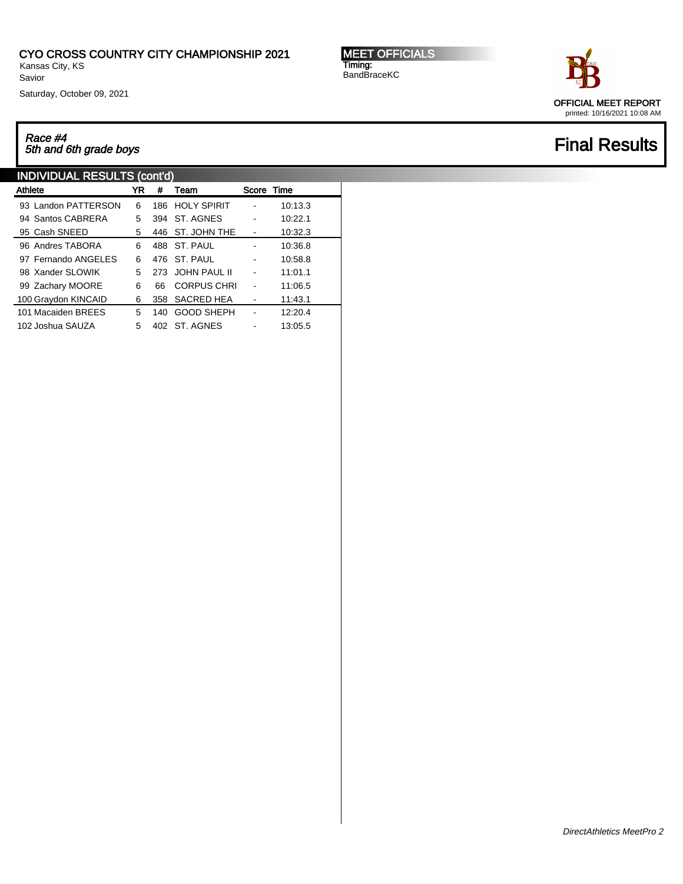CYO CROSS COUNTRY CITY CHAMPIONSHIP 2021
Kansas City, KS
Savior

Saturday, October 09, 2021

**MEET OFFICIALS**
Timing:
BandBraceKC

OFFICIAL MEET REPORT
printed: 10/16/2021 10:08 AM

## *Race #4*
## *5th and 6th grade boys*

# Final Results

## INDIVIDUAL RESULTS (cont'd)

| Athlete | YR | # | Team | Score | Time |
|---|---|---|---|---|---|
| 93 Landon PATTERSON | 6 | 186 | HOLY SPIRIT | - | 10:13.3 |
| 94 Santos CABRERA | 5 | 394 | ST. AGNES | - | 10:22.1 |
| 95 Cash SNEED | 5 | 446 | ST. JOHN THE | - | 10:32.3 |
| 96 Andres TABORA | 6 | 488 | ST. PAUL | - | 10:36.8 |
| 97 Fernando ANGELES | 6 | 476 | ST. PAUL | - | 10:58.8 |
| 98 Xander SLOWIK | 5 | 273 | JOHN PAUL II | - | 11:01.1 |
| 99 Zachary MOORE | 6 | 66 | CORPUS CHRI | - | 11:06.5 |
| 100 Graydon KINCAID | 6 | 358 | SACRED HEA | - | 11:43.1 |
| 101 Macaiden BREES | 5 | 140 | GOOD SHEPH | - | 12:20.4 |
| 102 Joshua SAUZA | 5 | 402 | ST. AGNES | - | 13:05.5 |

*DirectAthletics MeetPro 2*